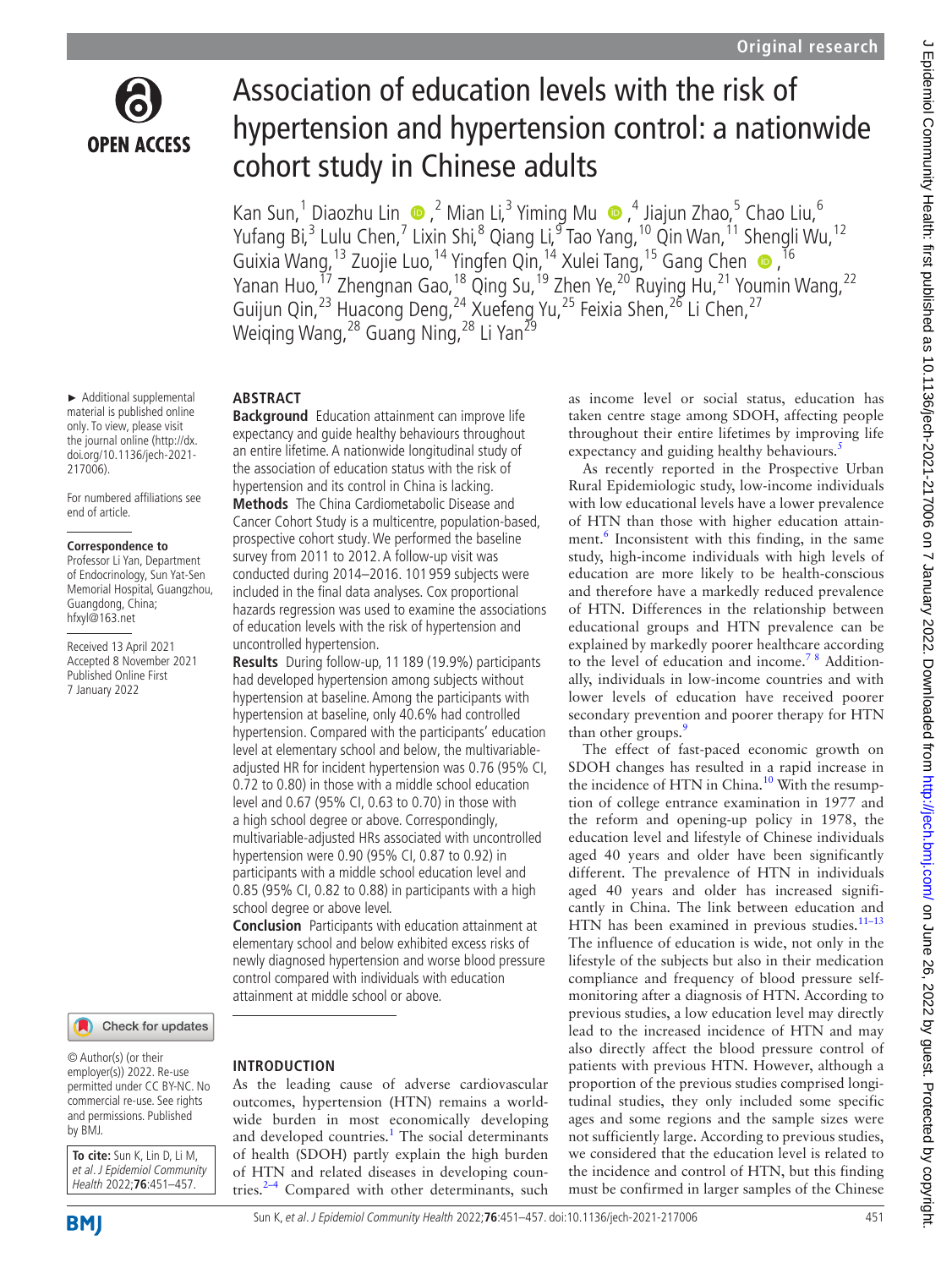# Association of education levels with the risk of hypertension and hypertension control: a nationwide cohort study in Chinese adults

Kan Sun,[1] Diaozhu Lin,[2] Mian Li,[3] Yiming Mu,[4] Jiajun Zhao,[5] Chao Liu,[6] Yufang Bi,[3] Lulu Chen,[7] Lixin Shi,[8] Qiang Li,[9] Tao Yang,[10] Qin Wan,[11] Shengli Wu,[12] Guixia Wang,[13] Zuojie Luo,[14] Yingfen Qin,[14] Xulei Tang,[15] Gang Chen,[16] Yanan Huo,[17] Zhengnan Gao,[18] Qing Su,[19] Zhen Ye,[20] Ruying Hu,[21] Youmin Wang,[22] Guijun Qin,[23] Huacong Deng,[24] Xuefeng Yu,[25] Feixia Shen,[26] Li Chen,[27] Weiqing Wang,[28] Guang Ning,[28] Li Yan[29]

► Additional supplemental material is published online only. To view, please visit the journal online (http://dx.doi.org/10.1136/jech-2021-217006).

For numbered affiliations see end of article.

**Correspondence to**
Professor Li Yan, Department of Endocrinology, Sun Yat-Sen Memorial Hospital, Guangzhou, Guangdong, China; hfxyl@163.net

Received 13 April 2021
Accepted 8 November 2021
Published Online First 7 January 2022

© Author(s) (or their employer(s)) 2022. Re-use permitted under CC BY-NC. No commercial re-use. See rights and permissions. Published by BMJ.

**To cite:** Sun K, Lin D, Li M, *et al. J Epidemiol Community Health* 2022;**76**:451–457.

## ABSTRACT

**Background** Education attainment can improve life expectancy and guide healthy behaviours throughout an entire lifetime. A nationwide longitudinal study of the association of education status with the risk of hypertension and its control in China is lacking.

**Methods** The China Cardiometabolic Disease and Cancer Cohort Study is a multicentre, population-based, prospective cohort study. We performed the baseline survey from 2011 to 2012. A follow-up visit was conducted during 2014–2016. 101 959 subjects were included in the final data analyses. Cox proportional hazards regression was used to examine the associations of education levels with the risk of hypertension and uncontrolled hypertension.

**Results** During follow-up, 11 189 (19.9%) participants had developed hypertension among subjects without hypertension at baseline. Among the participants with hypertension at baseline, only 40.6% had controlled hypertension. Compared with the participants' education level at elementary school and below, the multivariable-adjusted HR for incident hypertension was 0.76 (95% CI, 0.72 to 0.80) in those with a middle school education level and 0.67 (95% CI, 0.63 to 0.70) in those with a high school degree or above. Correspondingly, multivariable-adjusted HRs associated with uncontrolled hypertension were 0.90 (95% CI, 0.87 to 0.92) in participants with a middle school education level and 0.85 (95% CI, 0.82 to 0.88) in participants with a high school degree or above level.

**Conclusion** Participants with education attainment at elementary school and below exhibited excess risks of newly diagnosed hypertension and worse blood pressure control compared with individuals with education attainment at middle school or above.

## INTRODUCTION

As the leading cause of adverse cardiovascular outcomes, hypertension (HTN) remains a worldwide burden in most economically developing and developed countries.[1] The social determinants of health (SDOH) partly explain the high burden of HTN and related diseases in developing countries.[2–4] Compared with other determinants, such as income level or social status, education has taken centre stage among SDOH, affecting people throughout their entire lifetimes by improving life expectancy and guiding healthy behaviours.[5]

As recently reported in the Prospective Urban Rural Epidemiologic study, low-income individuals with low educational levels have a lower prevalence of HTN than those with higher education attainment.[6] Inconsistent with this finding, in the same study, high-income individuals with high levels of education are more likely to be health-conscious and therefore have a markedly reduced prevalence of HTN. Differences in the relationship between educational groups and HTN prevalence can be explained by markedly poorer healthcare according to the level of education and income.[7 8] Additionally, individuals in low-income countries and with lower levels of education have received poorer secondary prevention and poorer therapy for HTN than other groups.[9]

The effect of fast-paced economic growth on SDOH changes has resulted in a rapid increase in the incidence of HTN in China.[10] With the resumption of college entrance examination in 1977 and the reform and opening-up policy in 1978, the education level and lifestyle of Chinese individuals aged 40 years and older have been significantly different. The prevalence of HTN in individuals aged 40 years and older has increased significantly in China. The link between education and HTN has been examined in previous studies.[11–13] The influence of education is wide, not only in the lifestyle of the subjects but also in their medication compliance and frequency of blood pressure self-monitoring after a diagnosis of HTN. According to previous studies, a low education level may directly lead to the increased incidence of HTN and may also directly affect the blood pressure control of patients with previous HTN. However, although a proportion of the previous studies comprised longitudinal studies, they only included some specific ages and some regions and the sample sizes were not sufficiently large. According to previous studies, we considered that the education level is related to the incidence and control of HTN, but this finding must be confirmed in larger samples of the Chinese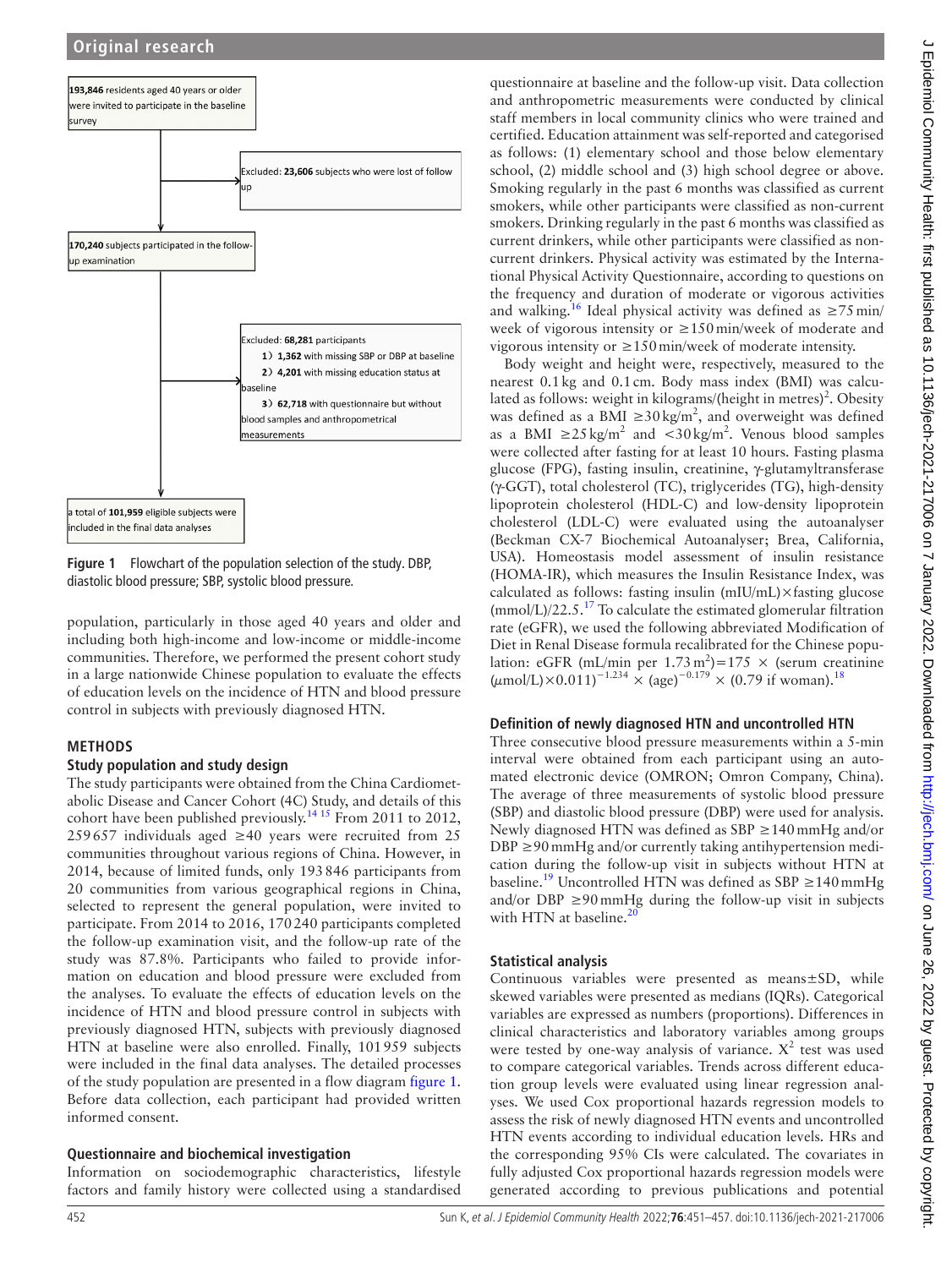193,846 residents aged 40 years or older were invited to participate in the baseline survey

Excluded: 23,606 subjects who were lost of follow up

170,240 subjects participated in the follow-up examination

Excluded: 68,281 participants
1) 1,362 with missing SBP or DBP at baseline
2) 4,201 with missing education status at baseline
3) 62,718 with questionnaire but without blood samples and anthropometrical measurements

a total of 101,959 eligible subjects were included in the final data analyses

**Figure 1** Flowchart of the population selection of the study. DBP, diastolic blood pressure; SBP, systolic blood pressure.

population, particularly in those aged 40 years and older and including both high-income and low-income or middle-income communities. Therefore, we performed the present cohort study in a large nationwide Chinese population to evaluate the effects of education levels on the incidence of HTN and blood pressure control in subjects with previously diagnosed HTN.

## METHODS

### Study population and study design

The study participants were obtained from the China Cardiometabolic Disease and Cancer Cohort (4C) Study, and details of this cohort have been published previously.[14,15] From 2011 to 2012, 259 657 individuals aged ≥40 years were recruited from 25 communities throughout various regions of China. However, in 2014, because of limited funds, only 193 846 participants from 20 communities from various geographical regions in China, selected to represent the general population, were invited to participate. From 2014 to 2016, 170 240 participants completed the follow-up examination visit, and the follow-up rate of the study was 87.8%. Participants who failed to provide information on education and blood pressure were excluded from the analyses. To evaluate the effects of education levels on the incidence of HTN and blood pressure control in subjects with previously diagnosed HTN, subjects with previously diagnosed HTN at baseline were also enrolled. Finally, 101 959 subjects were included in the final data analyses. The detailed processes of the study population are presented in a flow diagram figure 1. Before data collection, each participant had provided written informed consent.

### Questionnaire and biochemical investigation

Information on sociodemographic characteristics, lifestyle factors and family history were collected using a standardised questionnaire at baseline and the follow-up visit. Data collection and anthropometric measurements were conducted by clinical staff members in local community clinics who were trained and certified. Education attainment was self-reported and categorised as follows: (1) elementary school and those below elementary school, (2) middle school and (3) high school degree or above. Smoking regularly in the past 6 months was classified as current smokers, while other participants were classified as non-current smokers. Drinking regularly in the past 6 months was classified as current drinkers, while other participants were classified as non-current drinkers. Physical activity was estimated by the International Physical Activity Questionnaire, according to questions on the frequency and duration of moderate or vigorous activities and walking.[16] Ideal physical activity was defined as ≥75 min/week of vigorous intensity or ≥150 min/week of moderate and vigorous intensity or ≥150 min/week of moderate intensity.

Body weight and height were, respectively, measured to the nearest 0.1 kg and 0.1 cm. Body mass index (BMI) was calculated as follows: weight in kilograms/(height in metres)$^2$. Obesity was defined as a BMI ≥30 kg/m$^2$, and overweight was defined as a BMI ≥25 kg/m$^2$ and <30 kg/m$^2$. Venous blood samples were collected after fasting for at least 10 hours. Fasting plasma glucose (FPG), fasting insulin, creatinine, γ-glutamyltransferase (γ-GGT), total cholesterol (TC), triglycerides (TG), high-density lipoprotein cholesterol (HDL-C) and low-density lipoprotein cholesterol (LDL-C) were evaluated using the autoanalyser (Beckman CX-7 Biochemical Autoanalyser; Brea, California, USA). Homeostasis model assessment of insulin resistance (HOMA-IR), which measures the Insulin Resistance Index, was calculated as follows: fasting insulin (mIU/mL)×fasting glucose (mmol/L)/22.5.[17] To calculate the estimated glomerular filtration rate (eGFR), we used the following abbreviated Modification of Diet in Renal Disease formula recalibrated for the Chinese population: eGFR (mL/min per 1.73 m$^2$)=175 × (serum creatinine (μmol/L)×0.011)$^{-1.234}$ × (age)$^{-0.179}$ × (0.79 if woman).[18]

### Definition of newly diagnosed HTN and uncontrolled HTN

Three consecutive blood pressure measurements within a 5-min interval were obtained from each participant using an automated electronic device (OMRON; Omron Company, China). The average of three measurements of systolic blood pressure (SBP) and diastolic blood pressure (DBP) were used for analysis. Newly diagnosed HTN was defined as SBP ≥140 mmHg and/or DBP ≥90 mmHg and/or currently taking antihypertension medication during the follow-up visit in subjects without HTN at baseline.[19] Uncontrolled HTN was defined as SBP ≥140 mmHg and/or DBP ≥90 mmHg during the follow-up visit in subjects with HTN at baseline.[20]

### Statistical analysis

Continuous variables were presented as means±SD, while skewed variables were presented as medians (IQRs). Categorical variables are expressed as numbers (proportions). Differences in clinical characteristics and laboratory variables among groups were tested by one-way analysis of variance. $X^2$ test was used to compare categorical variables. Trends across different education group levels were evaluated using linear regression analyses. We used Cox proportional hazards regression models to assess the risk of newly diagnosed HTN events and uncontrolled HTN events according to individual education levels. HRs and the corresponding 95% CIs were calculated. The covariates in fully adjusted Cox proportional hazards regression models were generated according to previous publications and potential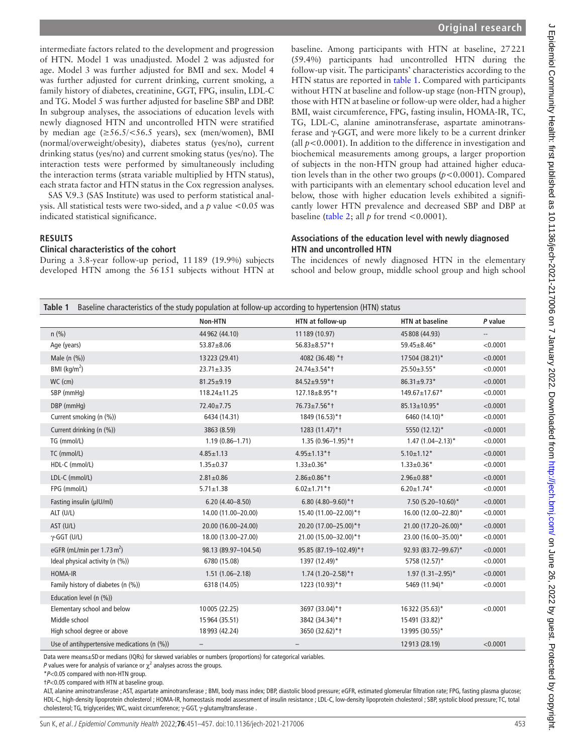intermediate factors related to the development and progression of HTN. Model 1 was unadjusted. Model 2 was adjusted for age. Model 3 was further adjusted for BMI and sex. Model 4 was further adjusted for current drinking, current smoking, a family history of diabetes, creatinine, GGT, FPG, insulin, LDL-C and TG. Model 5 was further adjusted for baseline SBP and DBP. In subgroup analyses, the associations of education levels with newly diagnosed HTN and uncontrolled HTN were stratified by median age (≥56.5/<56.5 years), sex (men/women), BMI (normal/overweight/obesity), diabetes status (yes/no), current drinking status (yes/no) and current smoking status (yes/no). The interaction tests were performed by simultaneously including the interaction terms (strata variable multiplied by HTN status), each strata factor and HTN status in the Cox regression analyses.

SAS V.9.3 (SAS Institute) was used to perform statistical analysis. All statistical tests were two-sided, and a $p$ value $<0.05$ was indicated statistical significance.

## RESULTS

### Clinical characteristics of the cohort

During a 3.8-year follow-up period, 11 189 (19.9%) subjects developed HTN among the 56 151 subjects without HTN at baseline. Among participants with HTN at baseline, 27 221 (59.4%) participants had uncontrolled HTN during the follow-up visit. The participants' characteristics according to the HTN status are reported in table 1. Compared with participants without HTN at baseline and follow-up stage (non-HTN group), those with HTN at baseline or follow-up were older, had a higher BMI, waist circumference, FPG, fasting insulin, HOMA-IR, TC, TG, LDL-C, alanine aminotransferase, aspartate aminotransferase and γ-GGT, and were more likely to be a current drinker (all $p<0.0001$). In addition to the difference in investigation and biochemical measurements among groups, a larger proportion of subjects in the non-HTN group had attained higher education levels than in the other two groups ($p<0.0001$). Compared with participants with an elementary school education level and below, those with higher education levels exhibited a significantly lower HTN prevalence and decreased SBP and DBP at baseline (table 2; all $p$ for trend $<0.0001$).

### Associations of the education level with newly diagnosed HTN and uncontrolled HTN

The incidences of newly diagnosed HTN in the elementary school and below group, middle school group and high school

**Table 1** Baseline characteristics of the study population at follow-up according to hypertension (HTN) status

| | Non-HTN | HTN at follow-up | HTN at baseline | P value |
|---|---|---|---|---|
| n (%) | 44 962 (44.10) | 11 189 (10.97) | 45 808 (44.93) | – |
| Age (years) | 53.87±8.06 | 56.83±8.57*† | 59.45±8.46* | <0.0001 |
| Male (n (%)) | 13 223 (29.41) | 4082 (36.48) *† | 17 504 (38.21)* | <0.0001 |
| BMI (kg/m$^2$) | 23.71±3.35 | 24.74±3.54*† | 25.50±3.55* | <0.0001 |
| WC (cm) | 81.25±9.19 | 84.52±9.59*† | 86.31±9.73* | <0.0001 |
| SBP (mmHg) | 118.24±11.25 | 127.18±8.95*† | 149.67±17.67* | <0.0001 |
| DBP (mmHg) | 72.40±7.75 | 76.73±7.56*† | 85.13±10.95* | <0.0001 |
| Current smoking (n (%)) | 6434 (14.31) | 1849 (16.53)*† | 6460 (14.10)* | <0.0001 |
| Current drinking (n (%)) | 3863 (8.59) | 1283 (11.47)*† | 5550 (12.12)* | <0.0001 |
| TG (mmol/L) | 1.19 (0.86–1.71) | 1.35 (0.96–1.95)*† | 1.47 (1.04–2.13)* | <0.0001 |
| TC (mmol/L) | 4.85±1.13 | 4.95±1.13*† | 5.10±1.12* | <0.0001 |
| HDL-C (mmol/L) | 1.35±0.37 | 1.33±0.36* | 1.33±0.36* | <0.0001 |
| LDL-C (mmol/L) | 2.81±0.86 | 2.86±0.86*† | 2.96±0.88* | <0.0001 |
| FPG (mmol/L) | 5.71±1.38 | 6.02±1.71*† | 6.20±1.74* | <0.0001 |
| Fasting insulin (μIU/ml) | 6.20 (4.40–8.50) | 6.80 (4.80–9.60)*† | 7.50 (5.20–10.60)* | <0.0001 |
| ALT (U/L) | 14.00 (11.00–20.00) | 15.40 (11.00–22.00)*† | 16.00 (12.00–22.80)* | <0.0001 |
| AST (U/L) | 20.00 (16.00–24.00) | 20.20 (17.00–25.00)*† | 21.00 (17.20–26.00)* | <0.0001 |
| γ-GGT (U/L) | 18.00 (13.00–27.00) | 21.00 (15.00–32.00)*† | 23.00 (16.00–35.00)* | <0.0001 |
| eGFR (mL/min per 1.73 m$^2$) | 98.13 (89.97–104.54) | 95.85 (87.19–102.49)*† | 92.93 (83.72–99.67)* | <0.0001 |
| Ideal physical activity (n (%)) | 6780 (15.08) | 1397 (12.49)* | 5758 (12.57)* | <0.0001 |
| HOMA-IR | 1.51 (1.06–2.18) | 1.74 (1.20–2.58)*† | 1.97 (1.31–2.95)* | <0.0001 |
| Family history of diabetes (n (%)) | 6318 (14.05) | 1223 (10.93)*† | 5469 (11.94)* | <0.0001 |
| Education level (n (%)) | | | | |
| Elementary school and below | 10 005 (22.25) | 3697 (33.04)*† | 16 322 (35.63)* | <0.0001 |
| Middle school | 15 964 (35.51) | 3842 (34.34)*† | 15 491 (33.82)* | |
| High school degree or above | 18 993 (42.24) | 3650 (32.62)*† | 13 995 (30.55)* | |
| Use of antihypertensive medications (n (%)) | – | – | 12 913 (28.19) | <0.0001 |

Data were means±SD or medians (IQRs) for skewed variables or numbers (proportions) for categorical variables.

$P$ values were for analysis of variance or $\chi^2$ analyses across the groups.

*$P<0.05$ compared with non-HTN group.

†$P<0.05$ compared with HTN at baseline group.

ALT, alanine aminotransferase ; AST, aspartate aminotransferase ; BMI, body mass index; DBP, diastolic blood pressure; eGFR, estimated glomerular filtration rate; FPG, fasting plasma glucose; HDL-C, high-density lipoprotein cholesterol ; HOMA-IR, homeostasis model assessment of insulin resistance ; LDL-C, low-density lipoprotein cholesterol ; SBP, systolic blood pressure; TC, total cholesterol; TG, triglycerides; WC, waist circumference; γ-GGT, γ-glutamyltransferase .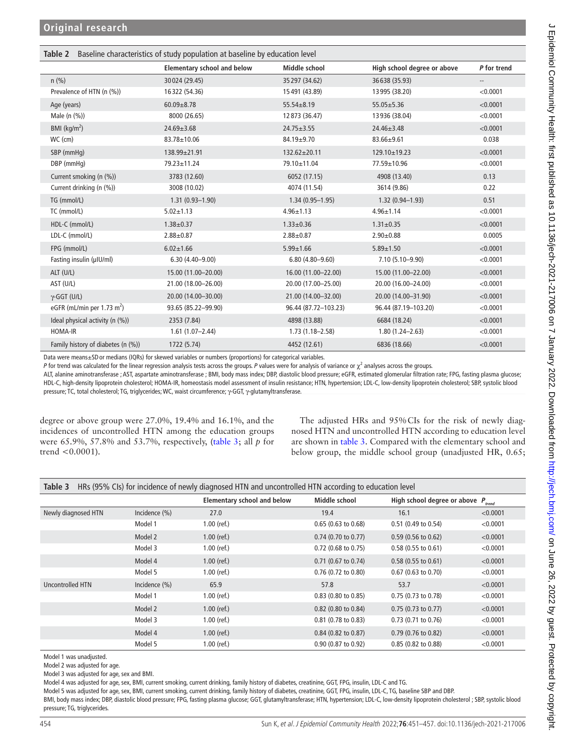**Table 2** Baseline characteristics of study population at baseline by education level

| | Elementary school and below | Middle school | High school degree or above | P for trend |
|---|---|---|---|---|
| n (%) | 30024 (29.45) | 35297 (34.62) | 36638 (35.93) | -- |
| Prevalence of HTN (n (%)) | 16322 (54.36) | 15491 (43.89) | 13995 (38.20) | <0.0001 |
| Age (years) | 60.09±8.78 | 55.54±8.19 | 55.05±5.36 | <0.0001 |
| Male (n (%)) | 8000 (26.65) | 12873 (36.47) | 13936 (38.04) | <0.0001 |
| BMI (kg/m$^2$) | 24.69±3.68 | 24.75±3.55 | 24.46±3.48 | <0.0001 |
| WC (cm) | 83.78±10.06 | 84.19±9.70 | 83.66±9.61 | 0.038 |
| SBP (mmHg) | 138.99±21.91 | 132.62±20.11 | 129.10±19.23 | <0.0001 |
| DBP (mmHg) | 79.23±11.24 | 79.10±11.04 | 77.59±10.96 | <0.0001 |
| Current smoking (n (%)) | 3783 (12.60) | 6052 (17.15) | 4908 (13.40) | 0.13 |
| Current drinking (n (%)) | 3008 (10.02) | 4074 (11.54) | 3614 (9.86) | 0.22 |
| TG (mmol/L) | 1.31 (0.93–1.90) | 1.34 (0.95–1.95) | 1.32 (0.94–1.93) | 0.51 |
| TC (mmol/L) | 5.02±1.13 | 4.96±1.13 | 4.96±1.14 | <0.0001 |
| HDL-C (mmol/L) | 1.38±0.37 | 1.33±0.36 | 1.31±0.35 | <0.0001 |
| LDL-C (mmol/L) | 2.88±0.87 | 2.88±0.87 | 2.90±0.88 | 0.0005 |
| FPG (mmol/L) | 6.02±1.66 | 5.99±1.66 | 5.89±1.50 | <0.0001 |
| Fasting insulin (μIU/ml) | 6.30 (4.40–9.00) | 6.80 (4.80–9.60) | 7.10 (5.10–9.90) | <0.0001 |
| ALT (U/L) | 15.00 (11.00–20.00) | 16.00 (11.00–22.00) | 15.00 (11.00–22.00) | <0.0001 |
| AST (U/L) | 21.00 (18.00–26.00) | 20.00 (17.00–25.00) | 20.00 (16.00–24.00) | <0.0001 |
| γ-GGT (U/L) | 20.00 (14.00–30.00) | 21.00 (14.00–32.00) | 20.00 (14.00–31.90) | <0.0001 |
| eGFR (mL/min per 1.73 m$^2$) | 93.65 (85.22–99.90) | 96.44 (87.72–103.23) | 96.44 (87.19–103.20) | <0.0001 |
| Ideal physical activity (n (%)) | 2353 (7.84) | 4898 (13.88) | 6684 (18.24) | <0.0001 |
| HOMA-IR | 1.61 (1.07–2.44) | 1.73 (1.18–2.58) | 1.80 (1.24–2.63) | <0.0001 |
| Family history of diabetes (n (%)) | 1722 (5.74) | 4452 (12.61) | 6836 (18.66) | <0.0001 |

Data were means±SD or medians (IQRs) for skewed variables or numbers (proportions) for categorical variables.

*P* for trend was calculated for the linear regression analysis tests across the groups. *P* values were for analysis of variance or $\chi^2$ analyses across the groups.

ALT, alanine aminotransferase ; AST, aspartate aminotransferase ; BMI, body mass index; DBP, diastolic blood pressure; eGFR, estimated glomerular filtration rate; FPG, fasting plasma glucose; HDL-C, high-density lipoprotein cholesterol; HOMA-IR, homeostasis model assessment of insulin resistance; HTN, hypertension; LDL-C, low-density lipoprotein cholesterol; SBP, systolic blood pressure; TC, total cholesterol; TG, triglycerides; WC, waist circumference; γ-GGT, γ-glutamyltransferase.

degree or above group were 27.0%, 19.4% and 16.1%, and the incidences of uncontrolled HTN among the education groups were 65.9%, 57.8% and 53.7%, respectively, (table 3; all *p* for trend <0.0001).

The adjusted HRs and 95% CIs for the risk of newly diagnosed HTN and uncontrolled HTN according to education level are shown in table 3. Compared with the elementary school and below group, the middle school group (unadjusted HR, 0.65;

**Table 3** HRs (95% CIs) for incidence of newly diagnosed HTN and uncontrolled HTN according to education level

| | | Elementary school and below | Middle school | High school degree or above | $P_{trend}$ |
|---|---|---|---|---|---|
| Newly diagnosed HTN | Incidence (%) | 27.0 | 19.4 | 16.1 | <0.0001 |
| | Model 1 | 1.00 (ref.) | 0.65 (0.63 to 0.68) | 0.51 (0.49 to 0.54) | <0.0001 |
| | Model 2 | 1.00 (ref.) | 0.74 (0.70 to 0.77) | 0.59 (0.56 to 0.62) | <0.0001 |
| | Model 3 | 1.00 (ref.) | 0.72 (0.68 to 0.75) | 0.58 (0.55 to 0.61) | <0.0001 |
| | Model 4 | 1.00 (ref.) | 0.71 (0.67 to 0.74) | 0.58 (0.55 to 0.61) | <0.0001 |
| | Model 5 | 1.00 (ref.) | 0.76 (0.72 to 0.80) | 0.67 (0.63 to 0.70) | <0.0001 |
| Uncontrolled HTN | Incidence (%) | 65.9 | 57.8 | 53.7 | <0.0001 |
| | Model 1 | 1.00 (ref.) | 0.83 (0.80 to 0.85) | 0.75 (0.73 to 0.78) | <0.0001 |
| | Model 2 | 1.00 (ref.) | 0.82 (0.80 to 0.84) | 0.75 (0.73 to 0.77) | <0.0001 |
| | Model 3 | 1.00 (ref.) | 0.81 (0.78 to 0.83) | 0.73 (0.71 to 0.76) | <0.0001 |
| | Model 4 | 1.00 (ref.) | 0.84 (0.82 to 0.87) | 0.79 (0.76 to 0.82) | <0.0001 |
| | Model 5 | 1.00 (ref.) | 0.90 (0.87 to 0.92) | 0.85 (0.82 to 0.88) | <0.0001 |

Model 1 was unadjusted.

Model 2 was adjusted for age.

Model 3 was adjusted for age, sex and BMI.

Model 4 was adjusted for age, sex, BMI, current smoking, current drinking, family history of diabetes, creatinine, GGT, FPG, insulin, LDL-C and TG.

Model 5 was adjusted for age, sex, BMI, current smoking, current drinking, family history of diabetes, creatinine, GGT, FPG, insulin, LDL-C, TG, baseline SBP and DBP.

BMI, body mass index; DBP, diastolic blood pressure; FPG, fasting plasma glucose; GGT, glutamyltransferase; HTN, hypertension; LDL-C, low-density lipoprotein cholesterol ; SBP, systolic blood pressure; TG, triglycerides.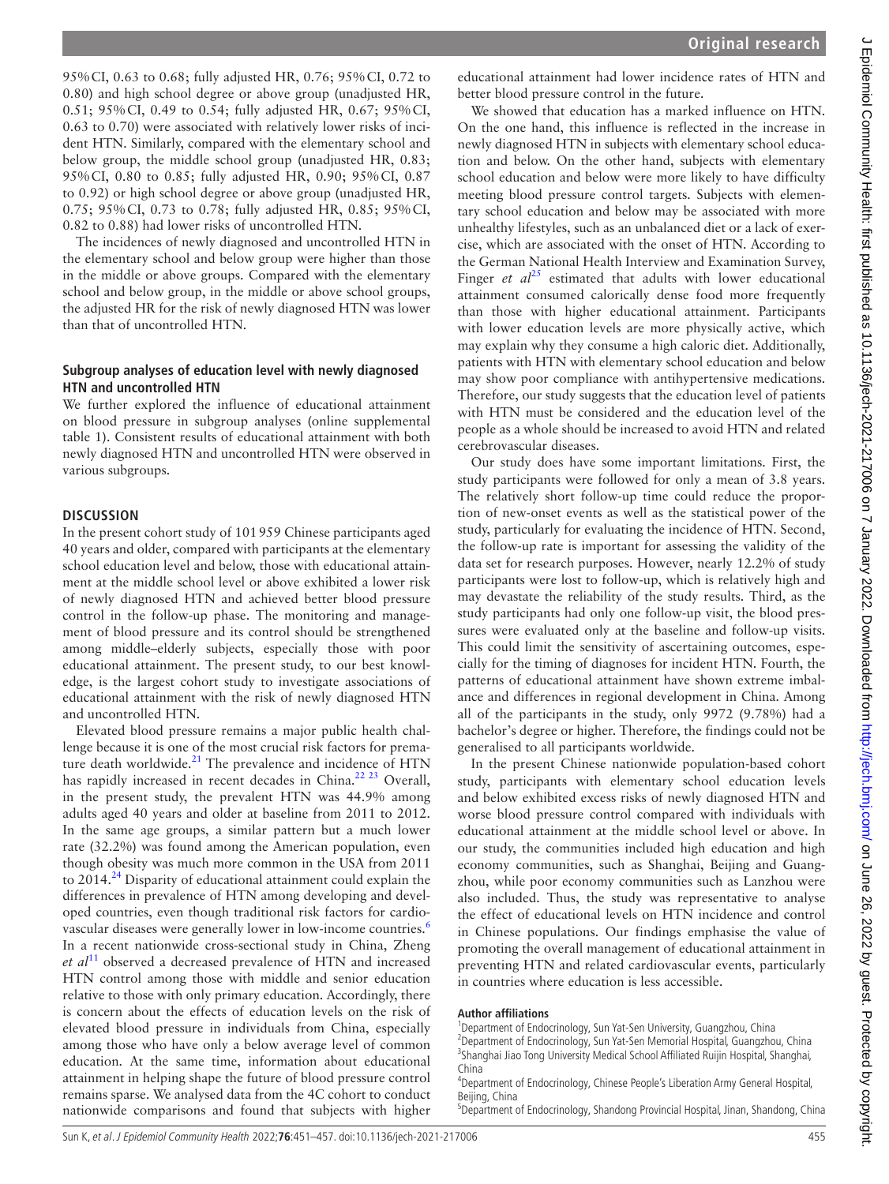95% CI, 0.63 to 0.68; fully adjusted HR, 0.76; 95% CI, 0.72 to 0.80) and high school degree or above group (unadjusted HR, 0.51; 95% CI, 0.49 to 0.54; fully adjusted HR, 0.67; 95% CI, 0.63 to 0.70) were associated with relatively lower risks of incident HTN. Similarly, compared with the elementary school and below group, the middle school group (unadjusted HR, 0.83; 95% CI, 0.80 to 0.85; fully adjusted HR, 0.90; 95% CI, 0.87 to 0.92) or high school degree or above group (unadjusted HR, 0.75; 95% CI, 0.73 to 0.78; fully adjusted HR, 0.85; 95% CI, 0.82 to 0.88) had lower risks of uncontrolled HTN.

The incidences of newly diagnosed and uncontrolled HTN in the elementary school and below group were higher than those in the middle or above groups. Compared with the elementary school and below group, in the middle or above school groups, the adjusted HR for the risk of newly diagnosed HTN was lower than that of uncontrolled HTN.

### Subgroup analyses of education level with newly diagnosed HTN and uncontrolled HTN

We further explored the influence of educational attainment on blood pressure in subgroup analyses (online supplemental table 1). Consistent results of educational attainment with both newly diagnosed HTN and uncontrolled HTN were observed in various subgroups.

## DISCUSSION

In the present cohort study of 101 959 Chinese participants aged 40 years and older, compared with participants at the elementary school education level and below, those with educational attainment at the middle school level or above exhibited a lower risk of newly diagnosed HTN and achieved better blood pressure control in the follow-up phase. The monitoring and management of blood pressure and its control should be strengthened among middle–elderly subjects, especially those with poor educational attainment. The present study, to our best knowledge, is the largest cohort study to investigate associations of educational attainment with the risk of newly diagnosed HTN and uncontrolled HTN.

Elevated blood pressure remains a major public health challenge because it is one of the most crucial risk factors for premature death worldwide.[21] The prevalence and incidence of HTN has rapidly increased in recent decades in China.[22 23] Overall, in the present study, the prevalent HTN was 44.9% among adults aged 40 years and older at baseline from 2011 to 2012. In the same age groups, a similar pattern but a much lower rate (32.2%) was found among the American population, even though obesity was much more common in the USA from 2011 to 2014.[24] Disparity of educational attainment could explain the differences in prevalence of HTN among developing and developed countries, even though traditional risk factors for cardiovascular diseases were generally lower in low-income countries.[6] In a recent nationwide cross-sectional study in China, Zheng *et al*[11] observed a decreased prevalence of HTN and increased HTN control among those with middle and senior education relative to those with only primary education. Accordingly, there is concern about the effects of education levels on the risk of elevated blood pressure in individuals from China, especially among those who have only a below average level of common education. At the same time, information about educational attainment in helping shape the future of blood pressure control remains sparse. We analysed data from the 4C cohort to conduct nationwide comparisons and found that subjects with higher educational attainment had lower incidence rates of HTN and better blood pressure control in the future.

We showed that education has a marked influence on HTN. On the one hand, this influence is reflected in the increase in newly diagnosed HTN in subjects with elementary school education and below. On the other hand, subjects with elementary school education and below were more likely to have difficulty meeting blood pressure control targets. Subjects with elementary school education and below may be associated with more unhealthy lifestyles, such as an unbalanced diet or a lack of exercise, which are associated with the onset of HTN. According to the German National Health Interview and Examination Survey, Finger *et al*[25] estimated that adults with lower educational attainment consumed calorically dense food more frequently than those with higher educational attainment. Participants with lower education levels are more physically active, which may explain why they consume a high caloric diet. Additionally, patients with HTN with elementary school education and below may show poor compliance with antihypertensive medications. Therefore, our study suggests that the education level of patients with HTN must be considered and the education level of the people as a whole should be increased to avoid HTN and related cerebrovascular diseases.

Our study does have some important limitations. First, the study participants were followed for only a mean of 3.8 years. The relatively short follow-up time could reduce the proportion of new-onset events as well as the statistical power of the study, particularly for evaluating the incidence of HTN. Second, the follow-up rate is important for assessing the validity of the data set for research purposes. However, nearly 12.2% of study participants were lost to follow-up, which is relatively high and may devastate the reliability of the study results. Third, as the study participants had only one follow-up visit, the blood pressures were evaluated only at the baseline and follow-up visits. This could limit the sensitivity of ascertaining outcomes, especially for the timing of diagnoses for incident HTN. Fourth, the patterns of educational attainment have shown extreme imbalance and differences in regional development in China. Among all of the participants in the study, only 9972 (9.78%) had a bachelor's degree or higher. Therefore, the findings could not be generalised to all participants worldwide.

In the present Chinese nationwide population-based cohort study, participants with elementary school education levels and below exhibited excess risks of newly diagnosed HTN and worse blood pressure control compared with individuals with educational attainment at the middle school level or above. In our study, the communities included high education and high economy communities, such as Shanghai, Beijing and Guangzhou, while poor economy communities such as Lanzhou were also included. Thus, the study was representative to analyse the effect of educational levels on HTN incidence and control in Chinese populations. Our findings emphasise the value of promoting the overall management of educational attainment in preventing HTN and related cardiovascular events, particularly in countries where education is less accessible.

**Author affiliations**

[1]Department of Endocrinology, Sun Yat-Sen University, Guangzhou, China
[2]Department of Endocrinology, Sun Yat-Sen Memorial Hospital, Guangzhou, China
[3]Shanghai Jiao Tong University Medical School Affiliated Ruijin Hospital, Shanghai, China
[4]Department of Endocrinology, Chinese People's Liberation Army General Hospital, Beijing, China
[5]Department of Endocrinology, Shandong Provincial Hospital, Jinan, Shandong, China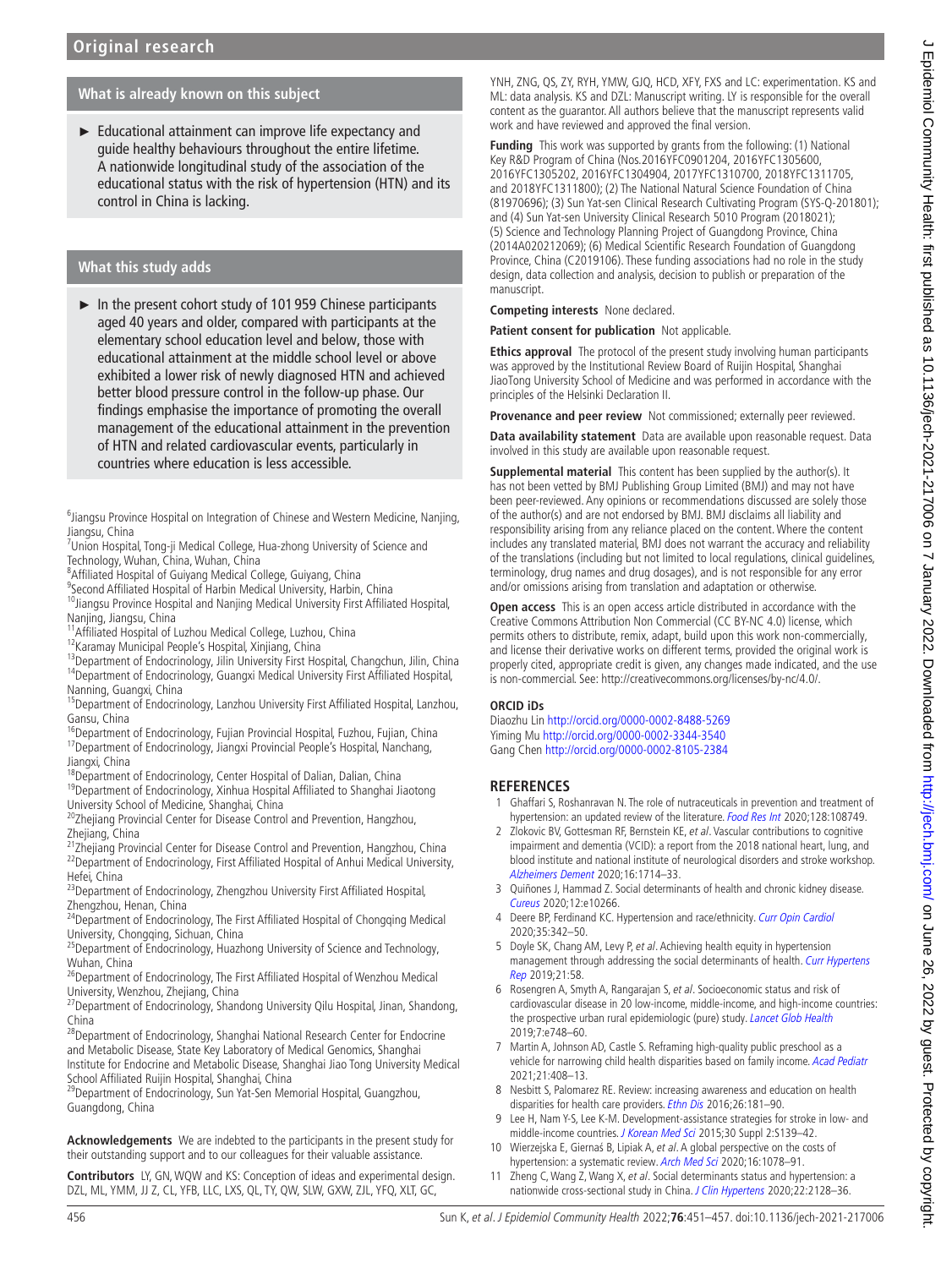## What is already known on this subject

- Educational attainment can improve life expectancy and guide healthy behaviours throughout the entire lifetime. A nationwide longitudinal study of the association of the educational status with the risk of hypertension (HTN) and its control in China is lacking.

## What this study adds

- In the present cohort study of 101 959 Chinese participants aged 40 years and older, compared with participants at the elementary school education level and below, those with educational attainment at the middle school level or above exhibited a lower risk of newly diagnosed HTN and achieved better blood pressure control in the follow-up phase. Our findings emphasise the importance of promoting the overall management of the educational attainment in the prevention of HTN and related cardiovascular events, particularly in countries where education is less accessible.

[6]Jiangsu Province Hospital on Integration of Chinese and Western Medicine, Nanjing, Jiangsu, China
[7]Union Hospital, Tong-ji Medical College, Hua-zhong University of Science and Technology, Wuhan, China, Wuhan, China
[8]Affiliated Hospital of Guiyang Medical College, Guiyang, China
[9]Second Affiliated Hospital of Harbin Medical University, Harbin, China
[10]Jiangsu Province Hospital and Nanjing Medical University First Affiliated Hospital, Nanjing, Jiangsu, China
[11]Affiliated Hospital of Luzhou Medical College, Luzhou, China
[12]Karamay Municipal People's Hospital, Xinjiang, China
[13]Department of Endocrinology, Jilin University First Hospital, Changchun, Jilin, China
[14]Department of Endocrinology, Guangxi Medical University First Affiliated Hospital, Nanning, Guangxi, China
[15]Department of Endocrinology, Lanzhou University First Affiliated Hospital, Lanzhou, Gansu, China
[16]Department of Endocrinology, Fujian Provincial Hospital, Fuzhou, Fujian, China
[17]Department of Endocrinology, Jiangxi Provincial People's Hospital, Nanchang, Jiangxi, China
[18]Department of Endocrinology, Center Hospital of Dalian, Dalian, China
[19]Department of Endocrinology, Xinhua Hospital Affiliated to Shanghai Jiaotong University School of Medicine, Shanghai, China
[20]Zhejiang Provincial Center for Disease Control and Prevention, Hangzhou, Zhejiang, China
[21]Zhejiang Provincial Center for Disease Control and Prevention, Hangzhou, China
[22]Department of Endocrinology, First Affiliated Hospital of Anhui Medical University, Hefei, China
[23]Department of Endocrinology, Zhengzhou University First Affiliated Hospital, Zhengzhou, Henan, China
[24]Department of Endocrinology, The First Affiliated Hospital of Chongqing Medical University, Chongqing, Sichuan, China
[25]Department of Endocrinology, Huazhong University of Science and Technology, Wuhan, China
[26]Department of Endocrinology, The First Affiliated Hospital of Wenzhou Medical University, Wenzhou, Zhejiang, China
[27]Department of Endocrinology, Shandong University Qilu Hospital, Jinan, Shandong, China
[28]Department of Endocrinology, Shanghai National Research Center for Endocrine and Metabolic Disease, State Key Laboratory of Medical Genomics, Shanghai Institute for Endocrine and Metabolic Disease, Shanghai Jiao Tong University Medical School Affiliated Ruijin Hospital, Shanghai, China
[29]Department of Endocrinology, Sun Yat-Sen Memorial Hospital, Guangzhou, Guangdong, China

**Acknowledgements** We are indebted to the participants in the present study for their outstanding support and to our colleagues for their valuable assistance.

**Contributors** LY, GN, WQW and KS: Conception of ideas and experimental design. DZL, ML, YMM, JJ Z, CL, YFB, LLC, LXS, QL, TY, QW, SLW, GXW, ZJL, YFQ, XLT, GC, YNH, ZNG, QS, ZY, RYH, YMW, GJQ, HCD, XFY, FXS and LC: experimentation. KS and ML: data analysis. KS and DZL: Manuscript writing. LY is responsible for the overall content as the guarantor. All authors believe that the manuscript represents valid work and have reviewed and approved the final version.

**Funding** This work was supported by grants from the following: (1) National Key R&D Program of China (Nos.2016YFC0901204, 2016YFC1305600, 2016YFC1305202, 2016YFC1304904, 2017YFC1310700, 2018YFC1311705, and 2018YFC1311800); (2) The National Natural Science Foundation of China (81970696); (3) Sun Yat-sen Clinical Research Cultivating Program (SYS-Q-201801); and (4) Sun Yat-sen University Clinical Research 5010 Program (2018021); (5) Science and Technology Planning Project of Guangdong Province, China (2014A020212069); (6) Medical Scientific Research Foundation of Guangdong Province, China (C2019106). These funding associations had no role in the study design, data collection and analysis, decision to publish or preparation of the manuscript.

**Competing interests** None declared.

**Patient consent for publication** Not applicable.

**Ethics approval** The protocol of the present study involving human participants was approved by the Institutional Review Board of Ruijin Hospital, Shanghai JiaoTong University School of Medicine and was performed in accordance with the principles of the Helsinki Declaration II.

**Provenance and peer review** Not commissioned; externally peer reviewed.

**Data availability statement** Data are available upon reasonable request. Data involved in this study are available upon reasonable request.

**Supplemental material** This content has been supplied by the author(s). It has not been vetted by BMJ Publishing Group Limited (BMJ) and may not have been peer-reviewed. Any opinions or recommendations discussed are solely those of the author(s) and are not endorsed by BMJ. BMJ disclaims all liability and responsibility arising from any reliance placed on the content. Where the content includes any translated material, BMJ does not warrant the accuracy and reliability of the translations (including but not limited to local regulations, clinical guidelines, terminology, drug names and drug dosages), and is not responsible for any error and/or omissions arising from translation and adaptation or otherwise.

**Open access** This is an open access article distributed in accordance with the Creative Commons Attribution Non Commercial (CC BY-NC 4.0) license, which permits others to distribute, remix, adapt, build upon this work non-commercially, and license their derivative works on different terms, provided the original work is properly cited, appropriate credit is given, any changes made indicated, and the use is non-commercial. See: http://creativecommons.org/licenses/by-nc/4.0/.

### ORCID iDs

Diaozhu Lin http://orcid.org/0000-0002-8488-5269
Yiming Mu http://orcid.org/0000-0002-3344-3540
Gang Chen http://orcid.org/0000-0002-8105-2384

## REFERENCES

1. Ghaffari S, Roshanravan N. The role of nutraceuticals in prevention and treatment of hypertension: an updated review of the literature. *Food Res Int* 2020;128:108749.
2. Zlokovic BV, Gottesman RF, Bernstein KE, *et al*. Vascular contributions to cognitive impairment and dementia (VCID): a report from the 2018 national heart, lung, and blood institute and national institute of neurological disorders and stroke workshop. *Alzheimers Dement* 2020;16:1714–33.
3. Quiñones J, Hammad Z. Social determinants of health and chronic kidney disease. *Cureus* 2020;12:e10266.
4. Deere BP, Ferdinand KC. Hypertension and race/ethnicity. *Curr Opin Cardiol* 2020;35:342–50.
5. Doyle SK, Chang AM, Levy P, *et al*. Achieving health equity in hypertension management through addressing the social determinants of health. *Curr Hypertens Rep* 2019;21:58.
6. Rosengren A, Smyth A, Rangarajan S, *et al*. Socioeconomic status and risk of cardiovascular disease in 20 low-income, middle-income, and high-income countries: the prospective urban rural epidemiologic (pure) study. *Lancet Glob Health* 2019;7:e748–60.
7. Martin A, Johnson AD, Castle S. Reframing high-quality public preschool as a vehicle for narrowing child health disparities based on family income. *Acad Pediatr* 2021;21:408–13.
8. Nesbitt S, Palomarez RE. Review: increasing awareness and education on health disparities for health care providers. *Ethn Dis* 2016;26:181–90.
9. Lee H, Nam Y-S, Lee K-M. Development-assistance strategies for stroke in low- and middle-income countries. *J Korean Med Sci* 2015;30 Suppl 2:S139–42.
10. Wierzejska E, Giernaś B, Lipiak A, *et al*. A global perspective on the costs of hypertension: a systematic review. *Arch Med Sci* 2020;16:1078–91.
11. Zheng C, Wang Z, Wang X, *et al*. Social determinants status and hypertension: a nationwide cross-sectional study in China. *J Clin Hypertens* 2020;22:2128–36.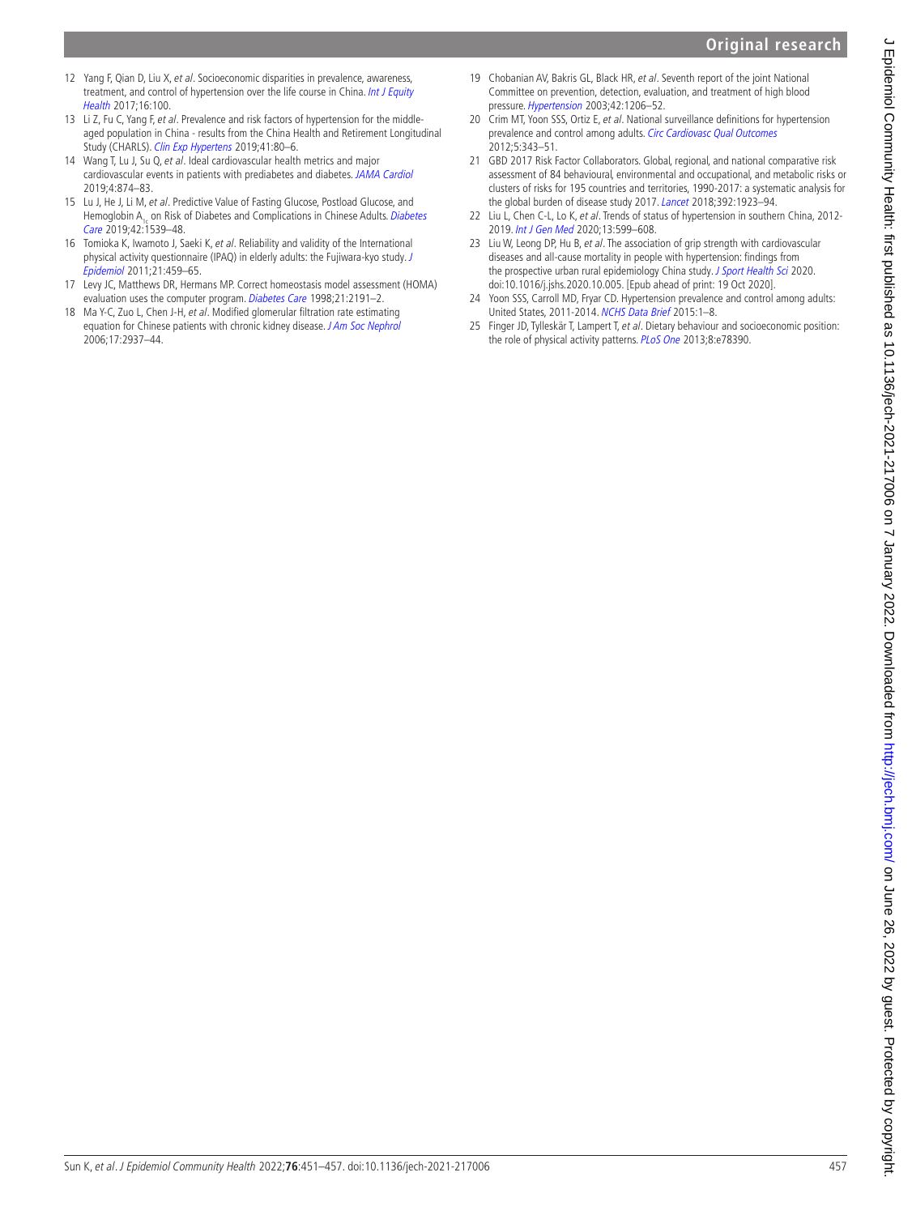12 Yang F, Qian D, Liu X, *et al*. Socioeconomic disparities in prevalence, awareness, treatment, and control of hypertension over the life course in China. *Int J Equity Health* 2017;16:100.

13 Li Z, Fu C, Yang F, *et al*. Prevalence and risk factors of hypertension for the middle-aged population in China - results from the China Health and Retirement Longitudinal Study (CHARLS). *Clin Exp Hypertens* 2019;41:80–6.

14 Wang T, Lu J, Su Q, *et al*. Ideal cardiovascular health metrics and major cardiovascular events in patients with prediabetes and diabetes. *JAMA Cardiol* 2019;4:874–83.

15 Lu J, He J, Li M, *et al*. Predictive Value of Fasting Glucose, Postload Glucose, and Hemoglobin $A_{1c}$ on Risk of Diabetes and Complications in Chinese Adults. *Diabetes Care* 2019;42:1539–48.

16 Tomioka K, Iwamoto J, Saeki K, *et al*. Reliability and validity of the International physical activity questionnaire (IPAQ) in elderly adults: the Fujiwara-kyo study. *J Epidemiol* 2011;21:459–65.

17 Levy JC, Matthews DR, Hermans MP. Correct homeostasis model assessment (HOMA) evaluation uses the computer program. *Diabetes Care* 1998;21:2191–2.

18 Ma Y-C, Zuo L, Chen J-H, *et al*. Modified glomerular filtration rate estimating equation for Chinese patients with chronic kidney disease. *J Am Soc Nephrol* 2006;17:2937–44.

19 Chobanian AV, Bakris GL, Black HR, *et al*. Seventh report of the joint National Committee on prevention, detection, evaluation, and treatment of high blood pressure. *Hypertension* 2003;42:1206–52.

20 Crim MT, Yoon SSS, Ortiz E, *et al*. National surveillance definitions for hypertension prevalence and control among adults. *Circ Cardiovasc Qual Outcomes* 2012;5:343–51.

21 GBD 2017 Risk Factor Collaborators. Global, regional, and national comparative risk assessment of 84 behavioural, environmental and occupational, and metabolic risks or clusters of risks for 195 countries and territories, 1990-2017: a systematic analysis for the global burden of disease study 2017. *Lancet* 2018;392:1923–94.

22 Liu L, Chen C-L, Lo K, *et al*. Trends of status of hypertension in southern China, 2012-2019. *Int J Gen Med* 2020;13:599–608.

23 Liu W, Leong DP, Hu B, *et al*. The association of grip strength with cardiovascular diseases and all-cause mortality in people with hypertension: findings from the prospective urban rural epidemiology China study. *J Sport Health Sci* 2020. doi:10.1016/j.jshs.2020.10.005. [Epub ahead of print: 19 Oct 2020].

24 Yoon SSS, Carroll MD, Fryar CD. Hypertension prevalence and control among adults: United States, 2011-2014. *NCHS Data Brief* 2015:1–8.

25 Finger JD, Tylleskär T, Lampert T, *et al*. Dietary behaviour and socioeconomic position: the role of physical activity patterns. *PLoS One* 2013;8:e78390.